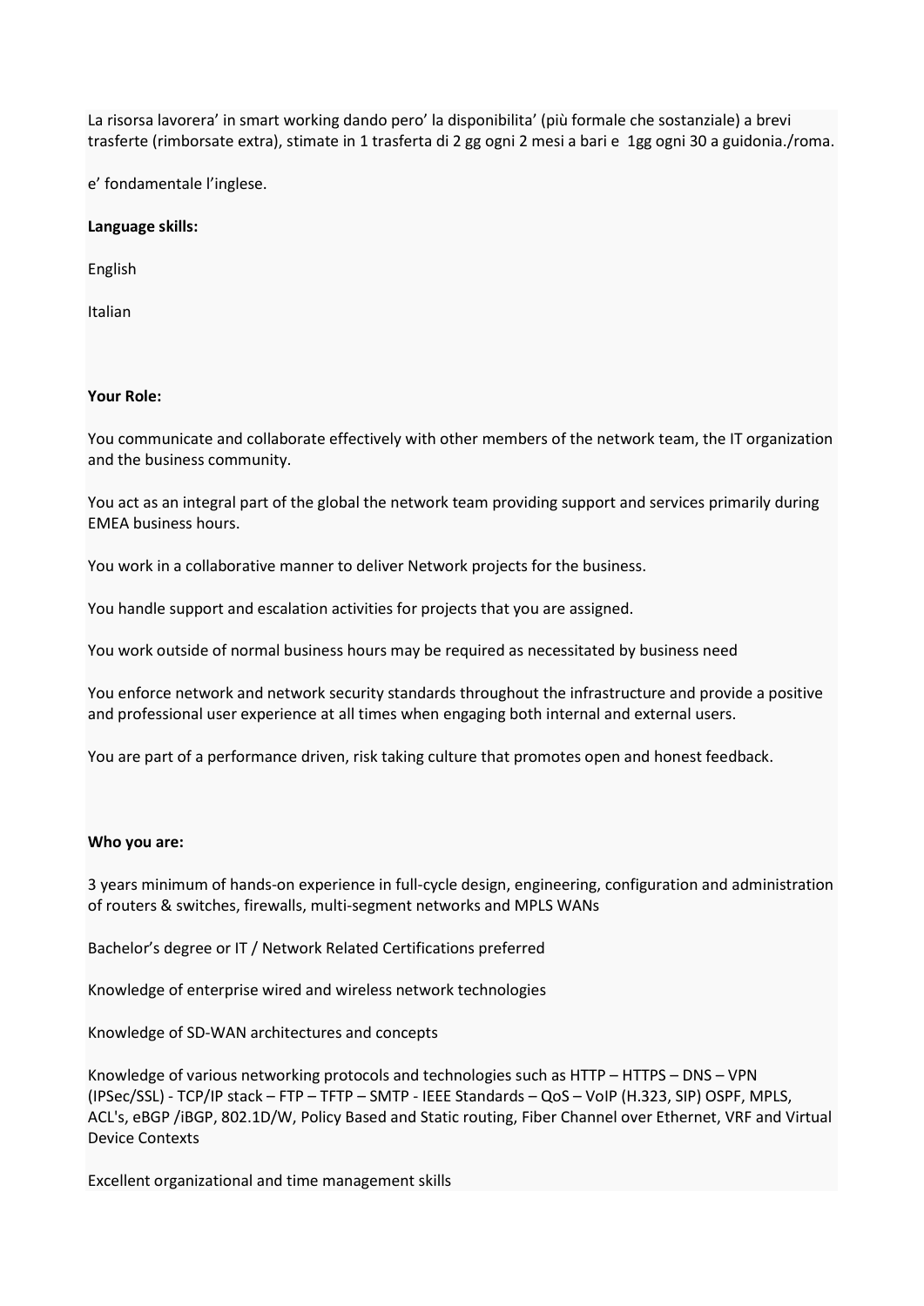La risorsa lavorera’ in smart working dando pero’ la disponibilita’ (più formale che sostanziale) a brevi trasferte (rimborsate extra), stimate in 1 trasferta di 2 gg ogni 2 mesi a bari e 1gg ogni 30 a guidonia./roma.

e’ fondamentale l’inglese.

**Language skills:**

English

Italian

**Your Role:**

You communicate and collaborate effectively with other members of the network team, the IT organization and the business community.

You act as an integral part of the global the network team providing support and services primarily during EMEA business hours.

You work in a collaborative manner to deliver Network projects for the business.

You handle support and escalation activities for projects that you are assigned.

You work outside of normal business hours may be required as necessitated by business need

You enforce network and network security standards throughout the infrastructure and provide a positive and professional user experience at all times when engaging both internal and external users.

You are part of a performance driven, risk taking culture that promotes open and honest feedback.

**Who you are:**

3 years minimum of hands-on experience in full-cycle design, engineering, configuration and administration of routers & switches, firewalls, multi-segment networks and MPLS WANs

Bachelor’s degree or IT / Network Related Certifications preferred

Knowledge of enterprise wired and wireless network technologies

Knowledge of SD-WAN architectures and concepts

Knowledge of various networking protocols and technologies such as HTTP – HTTPS – DNS – VPN (IPSec/SSL) - TCP/IP stack – FTP – TFTP – SMTP - IEEE Standards – QoS – VoIP (H.323, SIP) OSPF, MPLS, ACL's, eBGP /iBGP, 802.1D/W, Policy Based and Static routing, Fiber Channel over Ethernet, VRF and Virtual Device Contexts

Excellent organizational and time management skills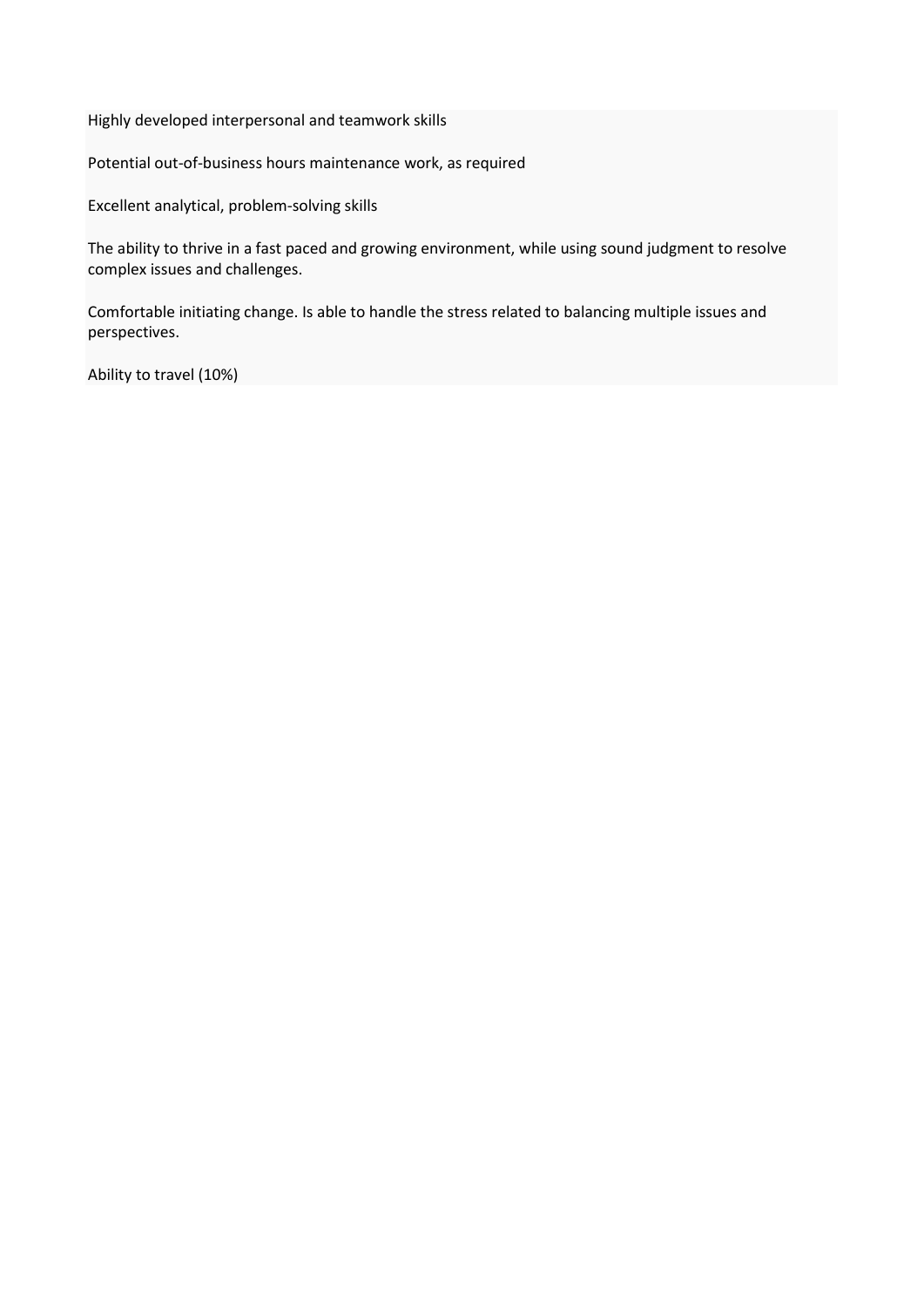Highly developed interpersonal and teamwork skills

Potential out-of-business hours maintenance work, as required

Excellent analytical, problem-solving skills

The ability to thrive in a fast paced and growing environment, while using sound judgment to resolve complex issues and challenges.

Comfortable initiating change. Is able to handle the stress related to balancing multiple issues and perspectives.

Ability to travel (10%)